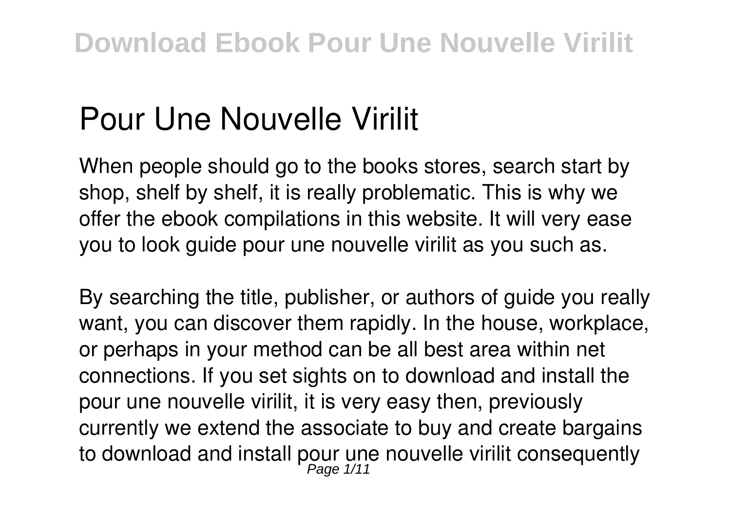# Pour Une Nouvelle Virilit

When people should go to the books stores, search start by shop, shelf by shelf, it is really problematic. This is why we offer the ebook compilations in this website. It will very ease you to look guide pour une nouvelle virilit as you such as.

By searching the title, publisher, or authors of guide you really want, you can discover them rapidly. In the house, workplace, or perhaps in your method can be all best area within net connections. If you set sights on to download and install the pour une nouvelle virilit, it is very easy then, previously currently we extend the associate to buy and create bargains to download and install pour une nouvelle virilit consequently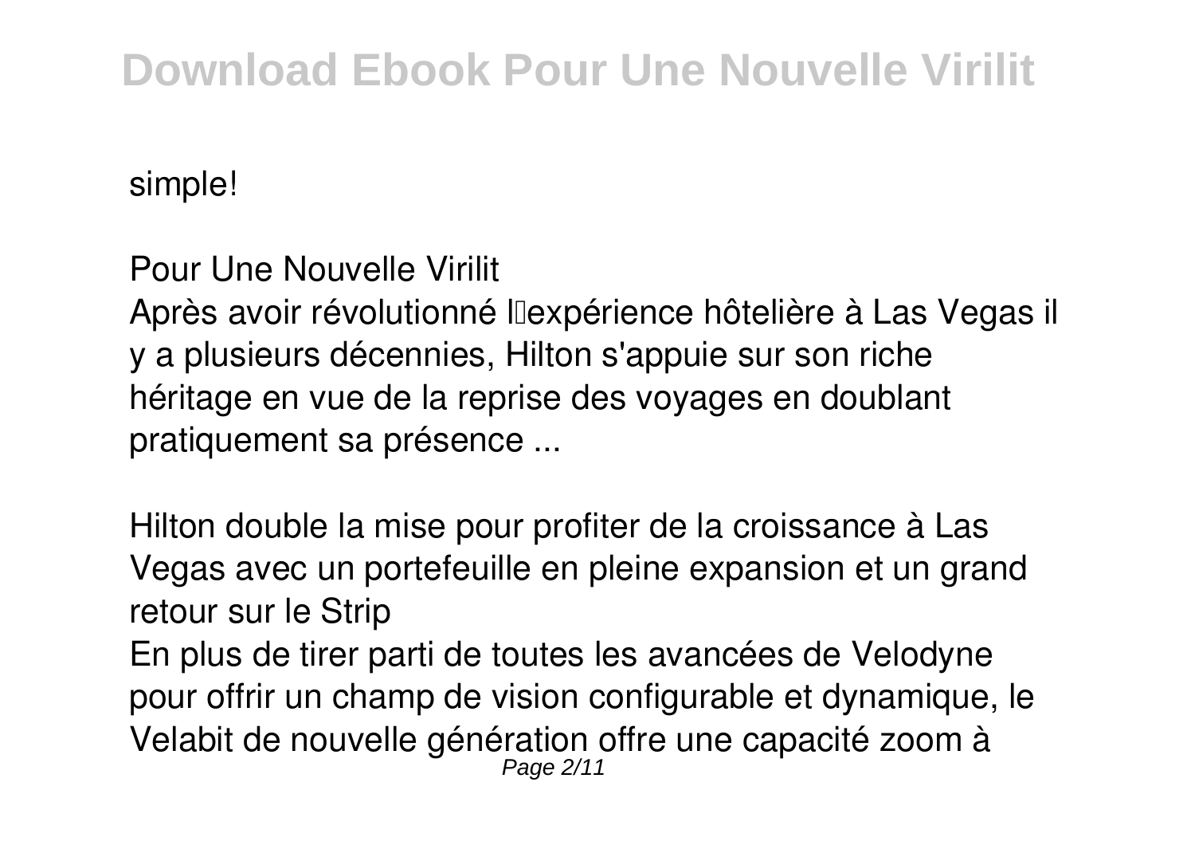simple!

**Pour Une Nouvelle Virilit**

Après avoir révolutionné l'expérience hôtelière à Las Vegas il y a plusieurs décennies, Hilton s'appuie sur son riche héritage en vue de la reprise des voyages en doublant pratiquement sa présence ...

**Hilton double la mise pour profiter de la croissance à Las Vegas avec un portefeuille en pleine expansion et un grand retour sur le Strip**

En plus de tirer parti de toutes les avancées de Velodyne pour offrir un champ de vision configurable et dynamique, le Velabit de nouvelle génération offre une capacité zoom à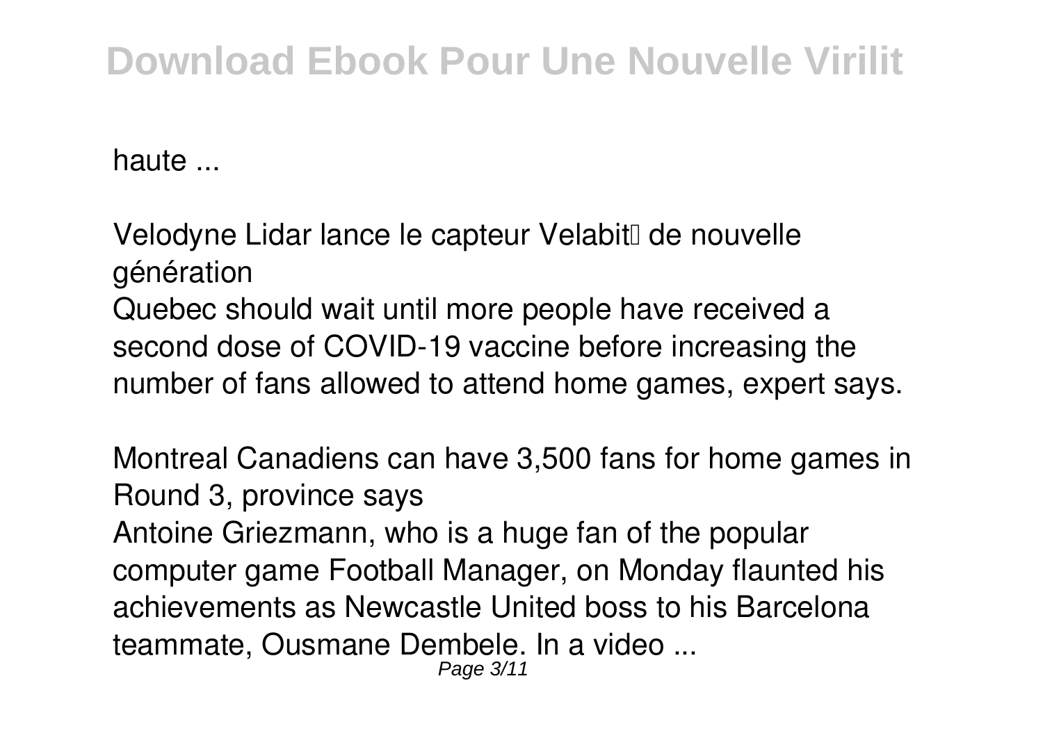haute ...

*Velodyne Lidar lance le capteur Velabit™ de nouvelle génération*

Quebec should wait until more people have received a second dose of COVID-19 vaccine before increasing the number of fans allowed to attend home games, expert says.

*Montreal Canadiens can have 3,500 fans for home games in Round 3, province says*

Antoine Griezmann, who is a huge fan of the popular computer game Football Manager, on Monday flaunted his achievements as Newcastle United boss to his Barcelona teammate, Ousmane Dembele. In a video ...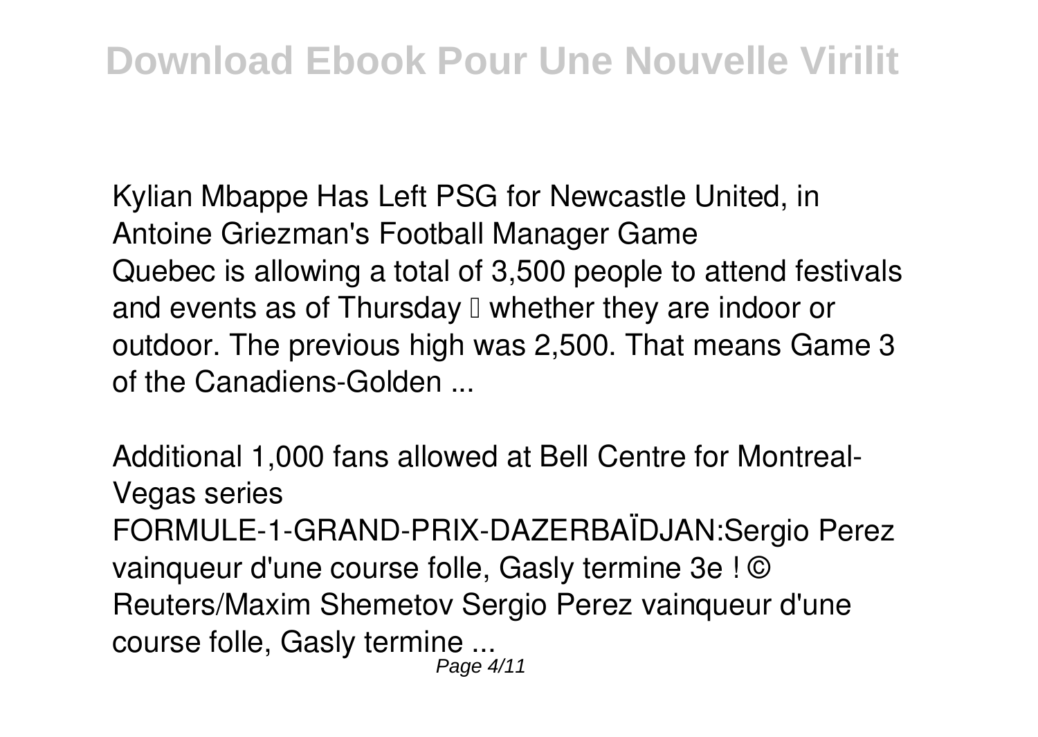*Kylian Mbappe Has Left PSG for Newcastle United, in Antoine Griezman's Football Manager Game*

Quebec is allowing a total of 3,500 people to attend festivals and events as of Thursday — whether they are indoor or outdoor. The previous high was 2,500. That means Game 3 of the Canadiens-Golden ...

*Additional 1,000 fans allowed at Bell Centre for Montreal-Vegas series*

FORMULE-1-GRAND-PRIX-DAZERBAÏDJAN:Sergio Perez vainqueur d'une course folle, Gasly termine 3e ! © Reuters/Maxim Shemetov Sergio Perez vainqueur d'une course folle, Gasly termine ...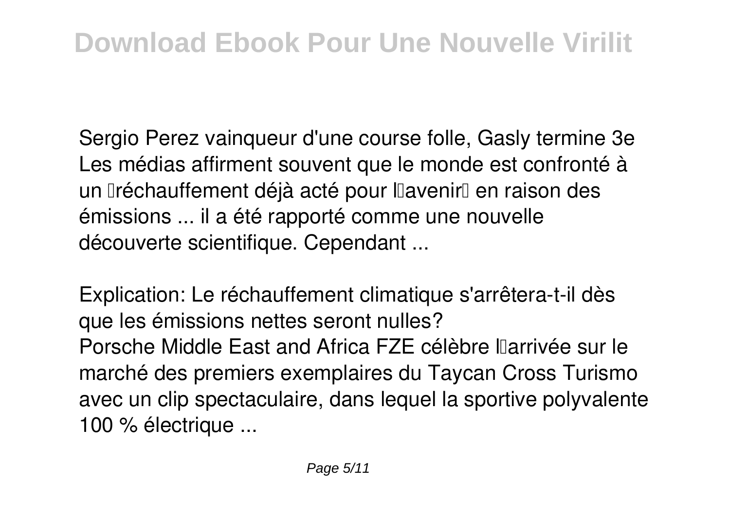Sergio Perez vainqueur d'une course folle, Gasly termine 3e
Les médias affirment souvent que le monde est confronté à un réchauffement déjà acté pour l'avenir en raison des émissions ... il a été rapporté comme une nouvelle découverte scientifique. Cependant ...

Explication: Le réchauffement climatique s'arrêtera-t-il dès que les émissions nettes seront nulles?
Porsche Middle East and Africa FZE célèbre l'arrivée sur le marché des premiers exemplaires du Taycan Cross Turismo avec un clip spectaculaire, dans lequel la sportive polyvalente 100 % électrique ...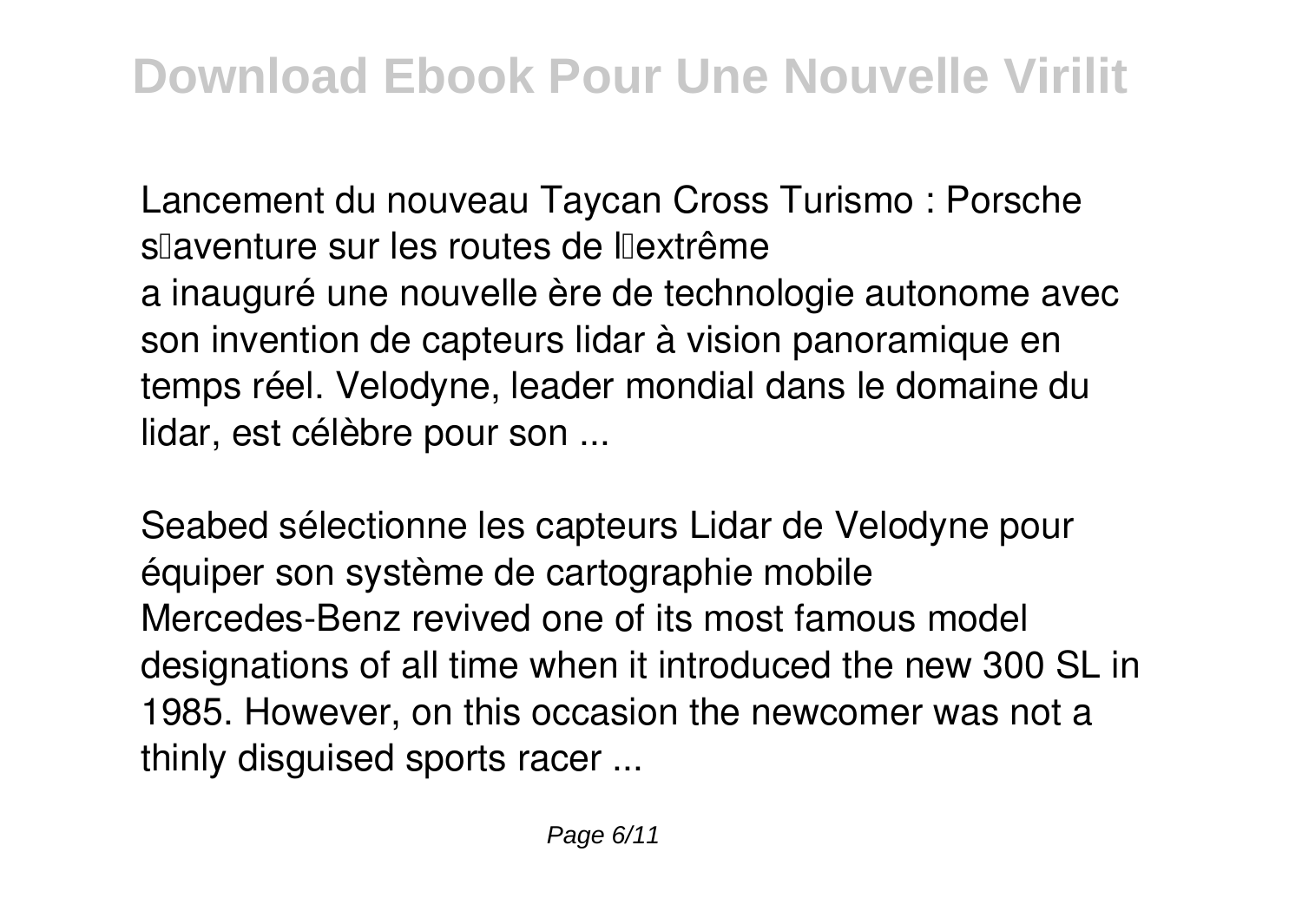Lancement du nouveau Taycan Cross Turismo : Porsche s'aventure sur les routes de l'extrême
a inauguré une nouvelle ère de technologie autonome avec son invention de capteurs lidar à vision panoramique en temps réel. Velodyne, leader mondial dans le domaine du lidar, est célèbre pour son ...

Seabed sélectionne les capteurs Lidar de Velodyne pour équiper son système de cartographie mobile
Mercedes-Benz revived one of its most famous model designations of all time when it introduced the new 300 SL in 1985. However, on this occasion the newcomer was not a thinly disguised sports racer ...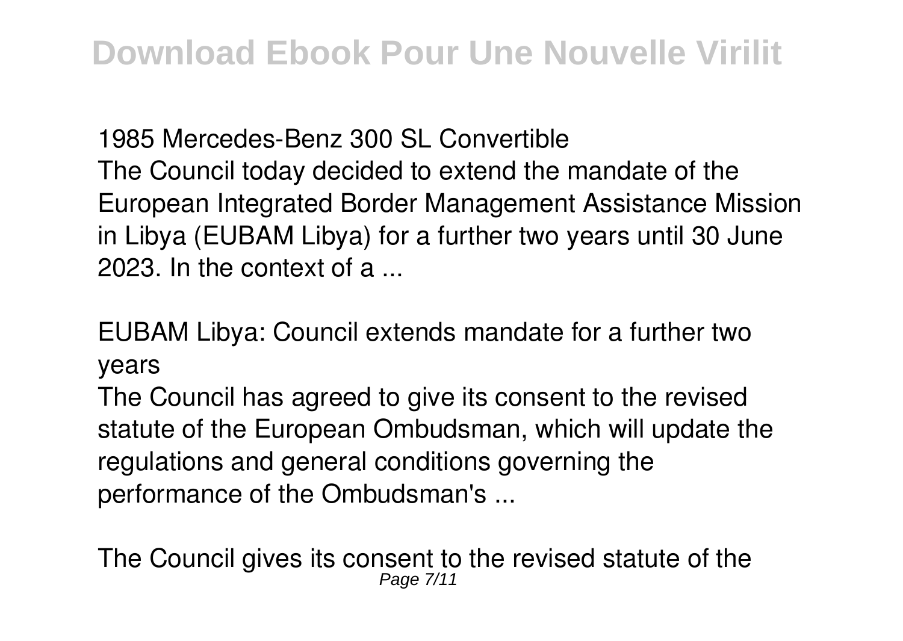1985 Mercedes-Benz 300 SL Convertible

The Council today decided to extend the mandate of the European Integrated Border Management Assistance Mission in Libya (EUBAM Libya) for a further two years until 30 June 2023. In the context of a ...

EUBAM Libya: Council extends mandate for a further two years

The Council has agreed to give its consent to the revised statute of the European Ombudsman, which will update the regulations and general conditions governing the performance of the Ombudsman's ...

The Council gives its consent to the revised statute of the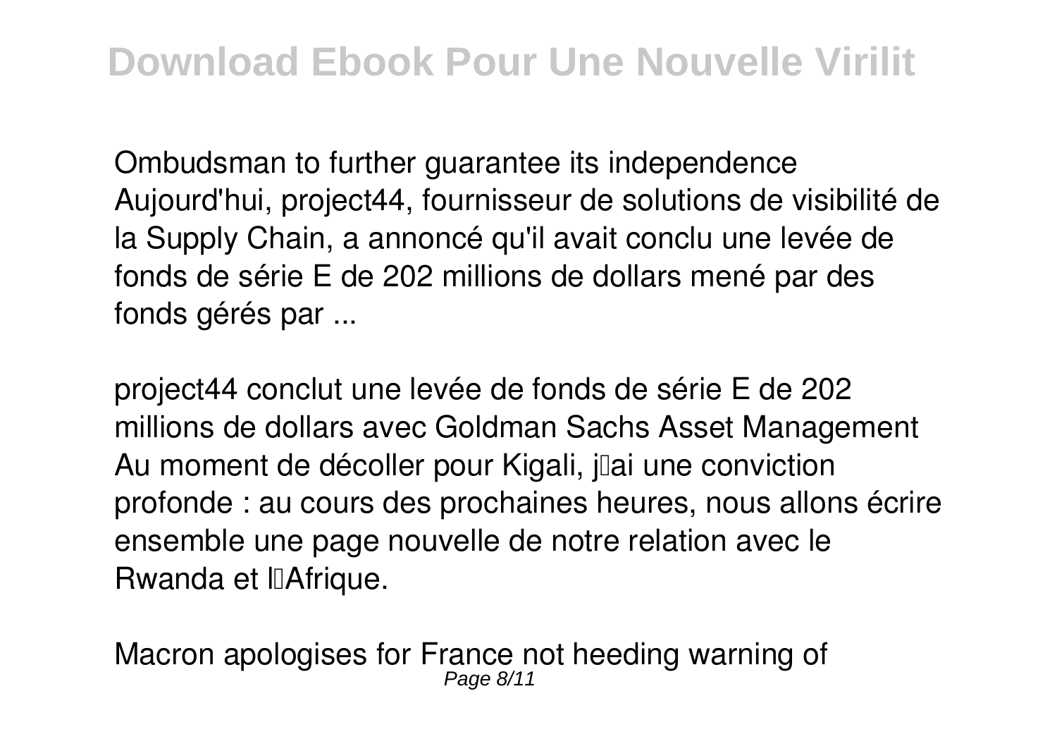Ombudsman to further guarantee its independence
Aujourd'hui, project44, fournisseur de solutions de visibilité de la Supply Chain, a annoncé qu'il avait conclu une levée de fonds de série E de 202 millions de dollars mené par des fonds gérés par ...

project44 conclut une levée de fonds de série E de 202 millions de dollars avec Goldman Sachs Asset Management
Au moment de décoller pour Kigali, j'ai une conviction profonde : au cours des prochaines heures, nous allons écrire ensemble une page nouvelle de notre relation avec le Rwanda et l'Afrique.

Macron apologises for France not heeding warning of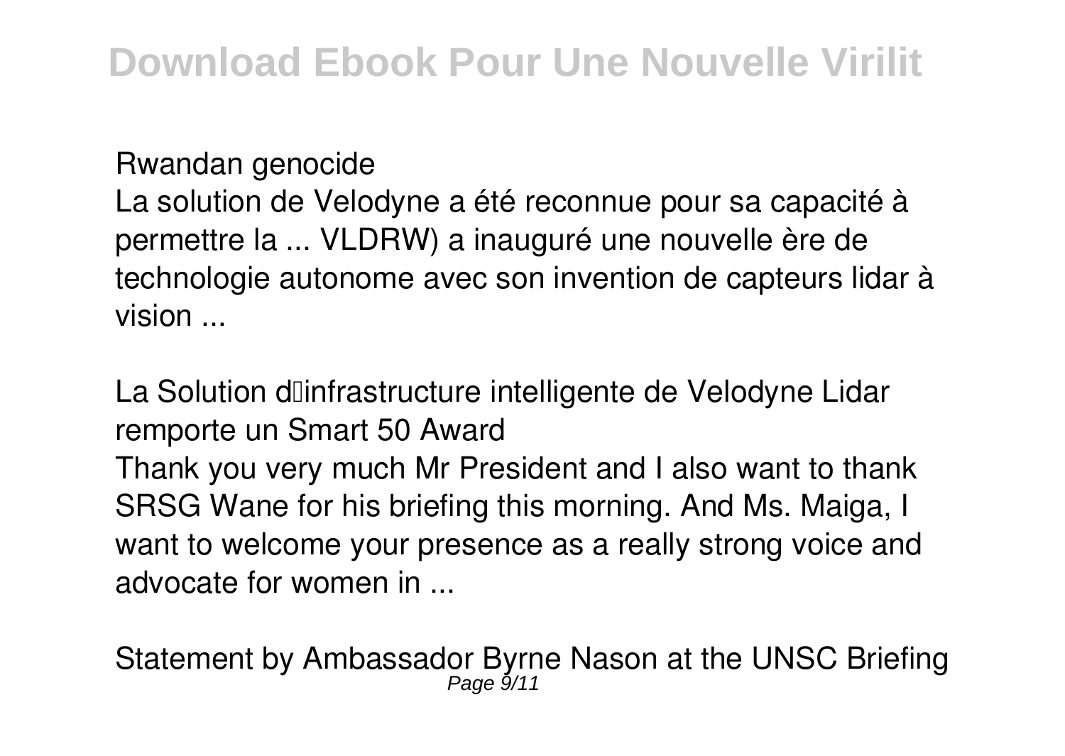*Rwandan genocide*

La solution de Velodyne a été reconnue pour sa capacité à permettre la ... VLDRW) a inauguré une nouvelle ère de technologie autonome avec son invention de capteurs lidar à vision ...

*La Solution d'infrastructure intelligente de Velodyne Lidar remporte un Smart 50 Award*

Thank you very much Mr President and I also want to thank SRSG Wane for his briefing this morning. And Ms. Maiga, I want to welcome your presence as a really strong voice and advocate for women in ...

*Statement by Ambassador Byrne Nason at the UNSC Briefing*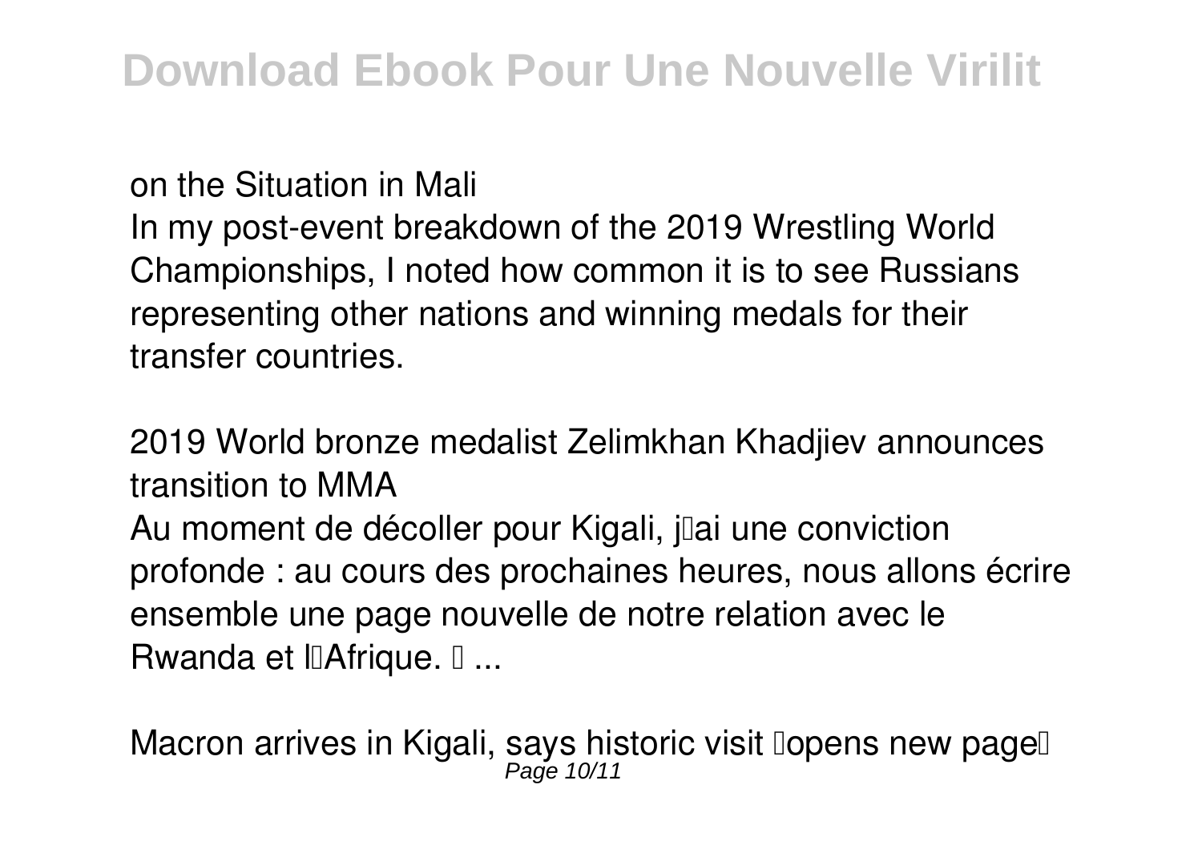*on the Situation in Mali*

In my post-event breakdown of the 2019 Wrestling World Championships, I noted how common it is to see Russians representing other nations and winning medals for their transfer countries.

*2019 World bronze medalist Zelimkhan Khadjiev announces transition to MMA*

Au moment de décoller pour Kigali, j'ai une conviction profonde : au cours des prochaines heures, nous allons écrire ensemble une page nouvelle de notre relation avec le Rwanda et l'Afrique. ' ...

*Macron arrives in Kigali, says historic visit 'opens new page'*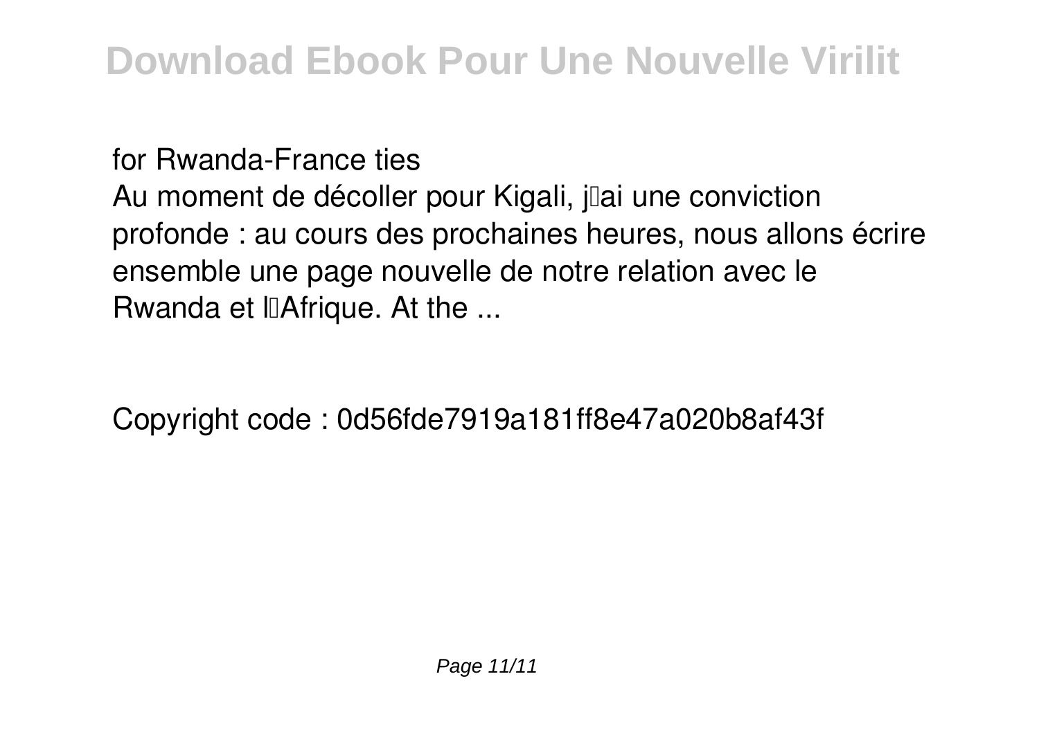for Rwanda-France ties

Au moment de décoller pour Kigali, j'ai une conviction profonde : au cours des prochaines heures, nous allons écrire ensemble une page nouvelle de notre relation avec le Rwanda et l'Afrique. At the ...

Copyright code : 0d56fde7919a181ff8e47a020b8af43f